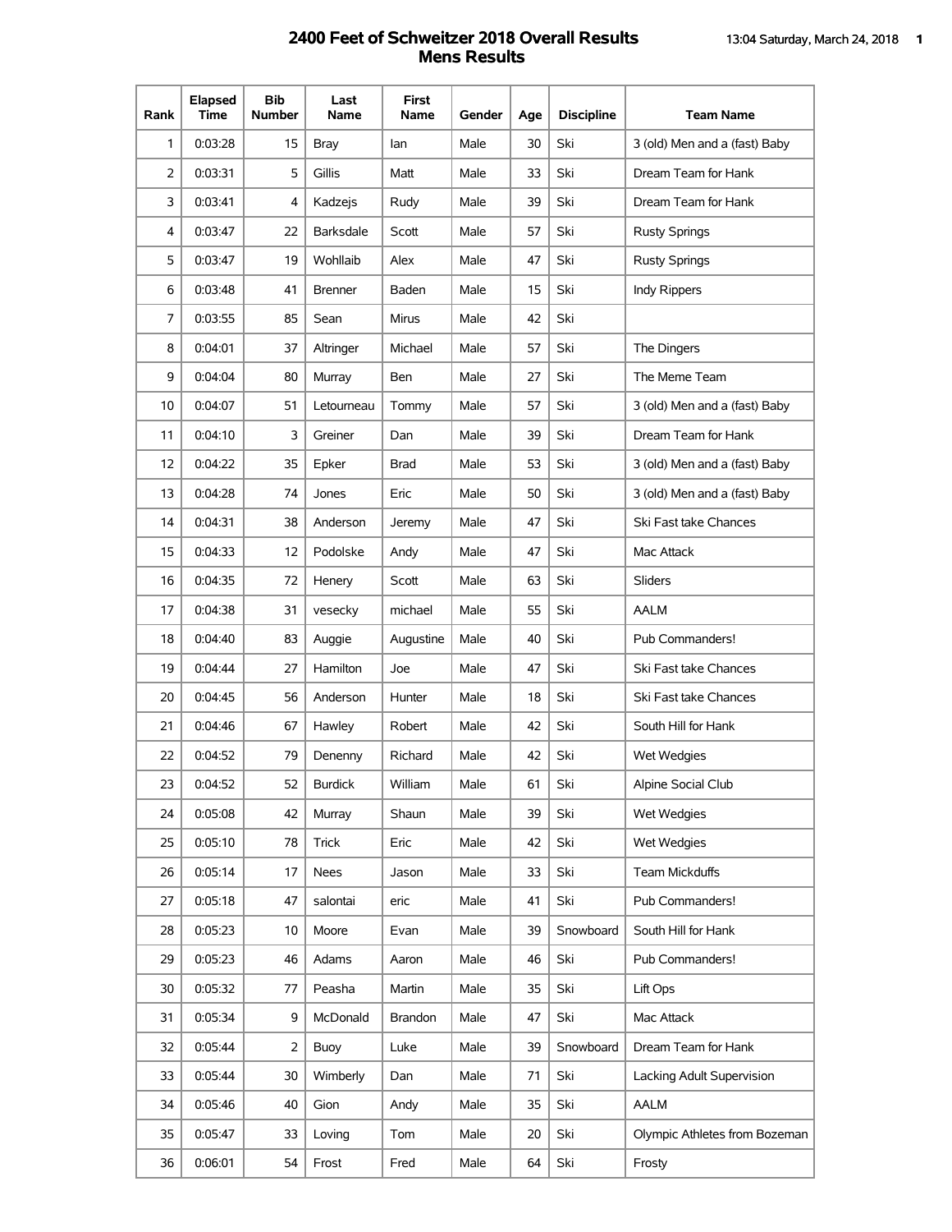# 2400 Feet of Schweitzer 2018 Overall Results
## Mens Results

| Rank | Elapsed Time | Bib Number | Last Name | First Name | Gender | Age | Discipline | Team Name |
|---|---|---|---|---|---|---|---|---|
| 1 | 0:03:28 | 15 | Bray | Ian | Male | 30 | Ski | 3 (old) Men and a (fast) Baby |
| 2 | 0:03:31 | 5 | Gillis | Matt | Male | 33 | Ski | Dream Team for Hank |
| 3 | 0:03:41 | 4 | Kadzejs | Rudy | Male | 39 | Ski | Dream Team for Hank |
| 4 | 0:03:47 | 22 | Barksdale | Scott | Male | 57 | Ski | Rusty Springs |
| 5 | 0:03:47 | 19 | Wohllaib | Alex | Male | 47 | Ski | Rusty Springs |
| 6 | 0:03:48 | 41 | Brenner | Baden | Male | 15 | Ski | Indy Rippers |
| 7 | 0:03:55 | 85 | Sean | Mirus | Male | 42 | Ski | |
| 8 | 0:04:01 | 37 | Altringer | Michael | Male | 57 | Ski | The Dingers |
| 9 | 0:04:04 | 80 | Murray | Ben | Male | 27 | Ski | The Meme Team |
| 10 | 0:04:07 | 51 | Letourneau | Tommy | Male | 57 | Ski | 3 (old) Men and a (fast) Baby |
| 11 | 0:04:10 | 3 | Greiner | Dan | Male | 39 | Ski | Dream Team for Hank |
| 12 | 0:04:22 | 35 | Epker | Brad | Male | 53 | Ski | 3 (old) Men and a (fast) Baby |
| 13 | 0:04:28 | 74 | Jones | Eric | Male | 50 | Ski | 3 (old) Men and a (fast) Baby |
| 14 | 0:04:31 | 38 | Anderson | Jeremy | Male | 47 | Ski | Ski Fast take Chances |
| 15 | 0:04:33 | 12 | Podolske | Andy | Male | 47 | Ski | Mac Attack |
| 16 | 0:04:35 | 72 | Henery | Scott | Male | 63 | Ski | Sliders |
| 17 | 0:04:38 | 31 | vesecky | michael | Male | 55 | Ski | AALM |
| 18 | 0:04:40 | 83 | Auggie | Augustine | Male | 40 | Ski | Pub Commanders! |
| 19 | 0:04:44 | 27 | Hamilton | Joe | Male | 47 | Ski | Ski Fast take Chances |
| 20 | 0:04:45 | 56 | Anderson | Hunter | Male | 18 | Ski | Ski Fast take Chances |
| 21 | 0:04:46 | 67 | Hawley | Robert | Male | 42 | Ski | South Hill for Hank |
| 22 | 0:04:52 | 79 | Denenny | Richard | Male | 42 | Ski | Wet Wedgies |
| 23 | 0:04:52 | 52 | Burdick | William | Male | 61 | Ski | Alpine Social Club |
| 24 | 0:05:08 | 42 | Murray | Shaun | Male | 39 | Ski | Wet Wedgies |
| 25 | 0:05:10 | 78 | Trick | Eric | Male | 42 | Ski | Wet Wedgies |
| 26 | 0:05:14 | 17 | Nees | Jason | Male | 33 | Ski | Team Mickduffs |
| 27 | 0:05:18 | 47 | salontai | eric | Male | 41 | Ski | Pub Commanders! |
| 28 | 0:05:23 | 10 | Moore | Evan | Male | 39 | Snowboard | South Hill for Hank |
| 29 | 0:05:23 | 46 | Adams | Aaron | Male | 46 | Ski | Pub Commanders! |
| 30 | 0:05:32 | 77 | Peasha | Martin | Male | 35 | Ski | Lift Ops |
| 31 | 0:05:34 | 9 | McDonald | Brandon | Male | 47 | Ski | Mac Attack |
| 32 | 0:05:44 | 2 | Buoy | Luke | Male | 39 | Snowboard | Dream Team for Hank |
| 33 | 0:05:44 | 30 | Wimberly | Dan | Male | 71 | Ski | Lacking Adult Supervision |
| 34 | 0:05:46 | 40 | Gion | Andy | Male | 35 | Ski | AALM |
| 35 | 0:05:47 | 33 | Loving | Tom | Male | 20 | Ski | Olympic Athletes from Bozeman |
| 36 | 0:06:01 | 54 | Frost | Fred | Male | 64 | Ski | Frosty |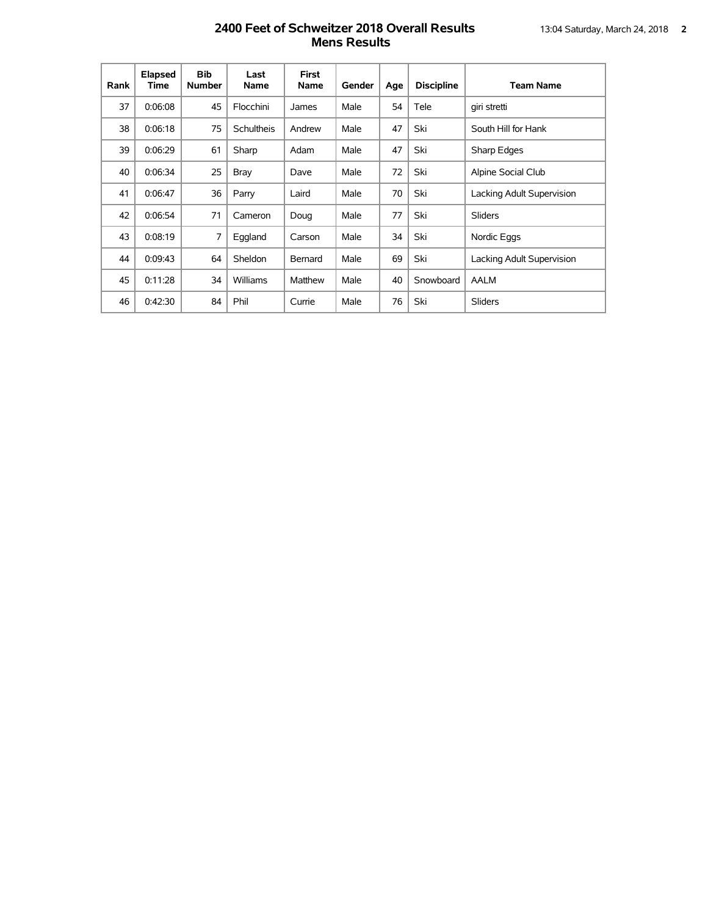# 2400 Feet of Schweitzer 2018 Overall Results
## Mens Results

| Rank | Elapsed Time | Bib Number | Last Name | First Name | Gender | Age | Discipline | Team Name |
|---|---|---|---|---|---|---|---|---|
| 37 | 0:06:08 | 45 | Flocchini | James | Male | 54 | Tele | giri stretti |
| 38 | 0:06:18 | 75 | Schultheis | Andrew | Male | 47 | Ski | South Hill for Hank |
| 39 | 0:06:29 | 61 | Sharp | Adam | Male | 47 | Ski | Sharp Edges |
| 40 | 0:06:34 | 25 | Bray | Dave | Male | 72 | Ski | Alpine Social Club |
| 41 | 0:06:47 | 36 | Parry | Laird | Male | 70 | Ski | Lacking Adult Supervision |
| 42 | 0:06:54 | 71 | Cameron | Doug | Male | 77 | Ski | Sliders |
| 43 | 0:08:19 | 7 | Eggland | Carson | Male | 34 | Ski | Nordic Eggs |
| 44 | 0:09:43 | 64 | Sheldon | Bernard | Male | 69 | Ski | Lacking Adult Supervision |
| 45 | 0:11:28 | 34 | Williams | Matthew | Male | 40 | Snowboard | AALM |
| 46 | 0:42:30 | 84 | Phil | Currie | Male | 76 | Ski | Sliders |